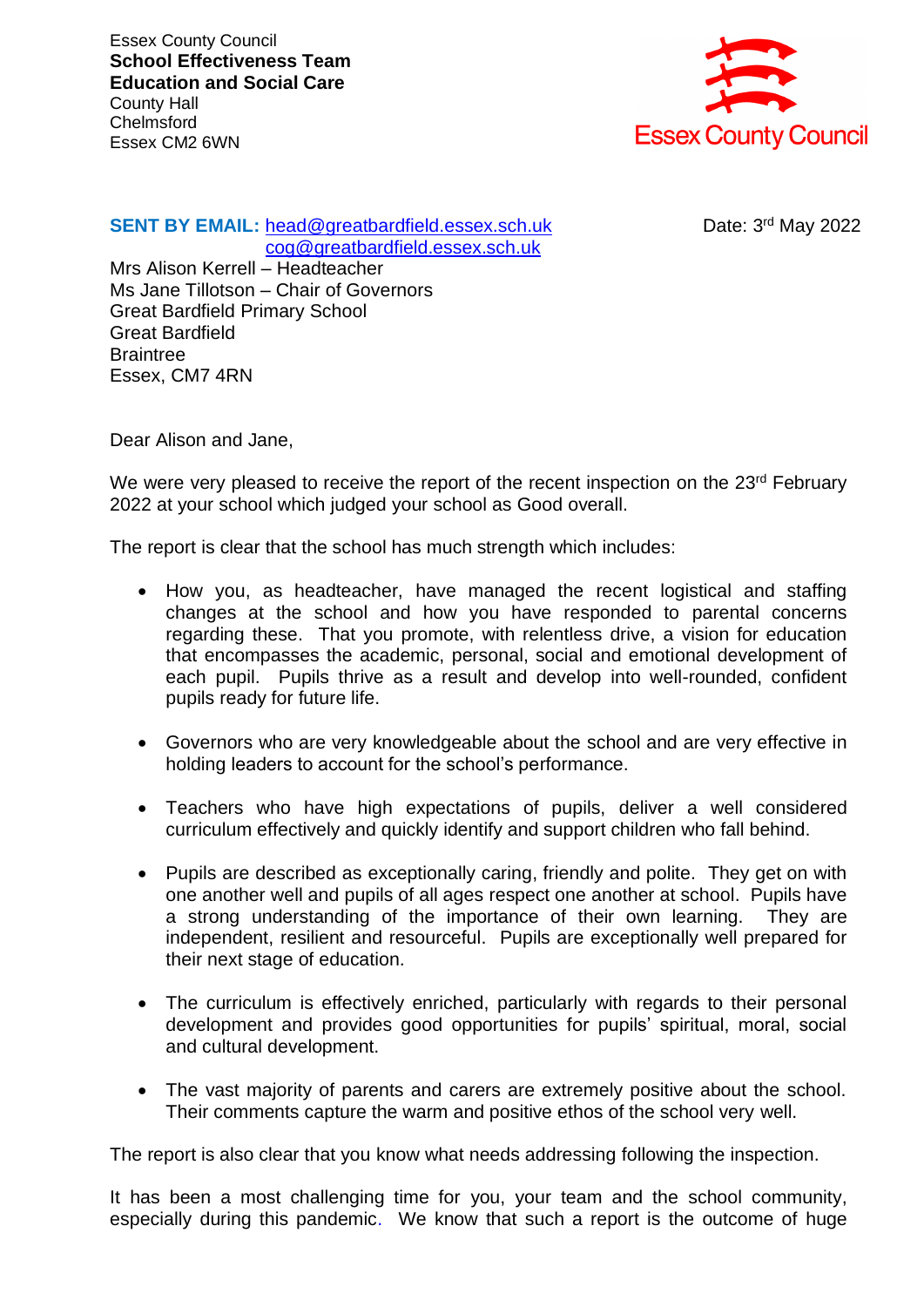Essex County Council
**School Effectiveness Team**
**Education and Social Care**
County Hall
Chelmsford
Essex CM2 6WN

Essex County Council

**SENT BY EMAIL:** head@greatbardfield.essex.sch.uk
cog@greatbardfield.essex.sch.uk

Date: 3rd May 2022

Mrs Alison Kerrell – Headteacher
Ms Jane Tillotson – Chair of Governors
Great Bardfield Primary School
Great Bardfield
Braintree
Essex, CM7 4RN

Dear Alison and Jane,

We were very pleased to receive the report of the recent inspection on the 23rd February 2022 at your school which judged your school as Good overall.

The report is clear that the school has much strength which includes:

- How you, as headteacher, have managed the recent logistical and staffing changes at the school and how you have responded to parental concerns regarding these. That you promote, with relentless drive, a vision for education that encompasses the academic, personal, social and emotional development of each pupil. Pupils thrive as a result and develop into well-rounded, confident pupils ready for future life.

- Governors who are very knowledgeable about the school and are very effective in holding leaders to account for the school's performance.

- Teachers who have high expectations of pupils, deliver a well considered curriculum effectively and quickly identify and support children who fall behind.

- Pupils are described as exceptionally caring, friendly and polite. They get on with one another well and pupils of all ages respect one another at school. Pupils have a strong understanding of the importance of their own learning. They are independent, resilient and resourceful. Pupils are exceptionally well prepared for their next stage of education.

- The curriculum is effectively enriched, particularly with regards to their personal development and provides good opportunities for pupils' spiritual, moral, social and cultural development.

- The vast majority of parents and carers are extremely positive about the school. Their comments capture the warm and positive ethos of the school very well.

The report is also clear that you know what needs addressing following the inspection.

It has been a most challenging time for you, your team and the school community, especially during this pandemic. We know that such a report is the outcome of huge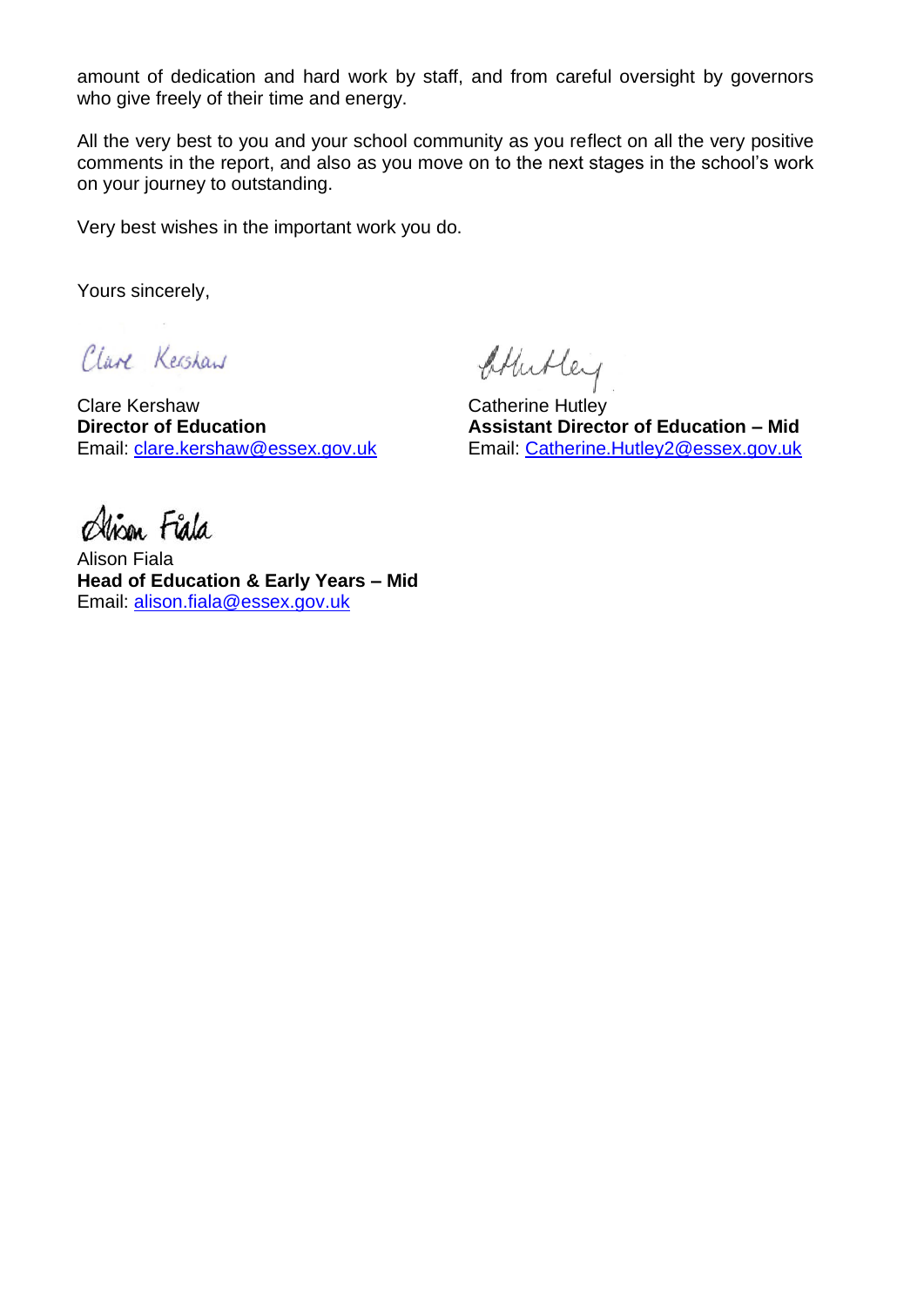amount of dedication and hard work by staff, and from careful oversight by governors who give freely of their time and energy.

All the very best to you and your school community as you reflect on all the very positive comments in the report, and also as you move on to the next stages in the school's work on your journey to outstanding.

Very best wishes in the important work you do.

Yours sincerely,

Clare Kershaw
**Director of Education**
Email: clare.kershaw@essex.gov.uk

Catherine Hutley
**Assistant Director of Education – Mid**
Email: Catherine.Hutley2@essex.gov.uk

Alison Fiala
**Head of Education & Early Years – Mid**
Email: alison.fiala@essex.gov.uk